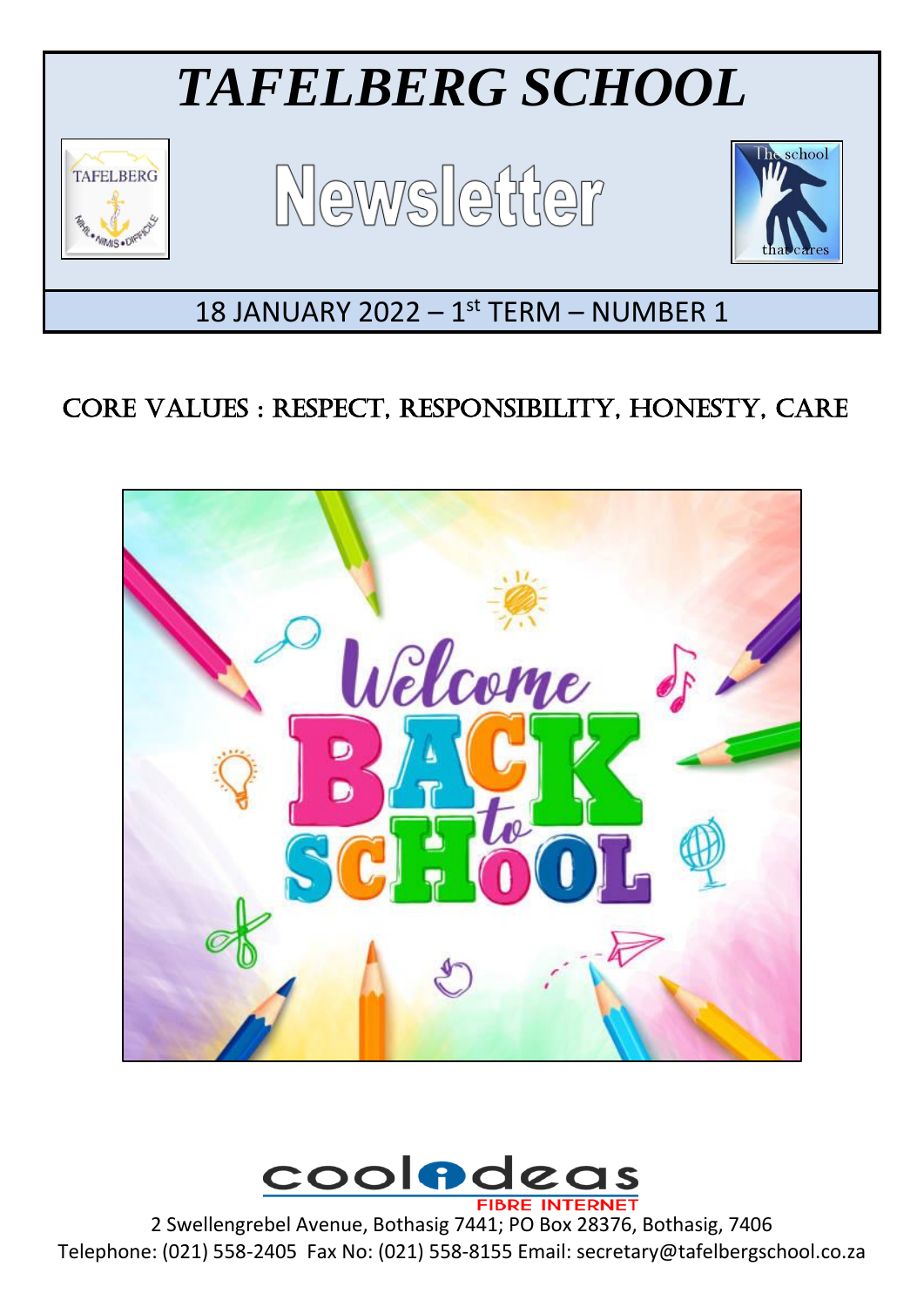# TAFELBERG SCHOOL

## Newsletter

18 JANUARY 2022 – 1st TERM – NUMBER 1

## CORE VALUES : RESPECT, RESPONSIBILITY, HONESTY, CARE

2 Swellengrebel Avenue, Bothasig 7441; PO Box 28376, Bothasig, 7406
Telephone: (021) 558-2405 Fax No: (021) 558-8155 Email: secretary@tafelbergschool.co.za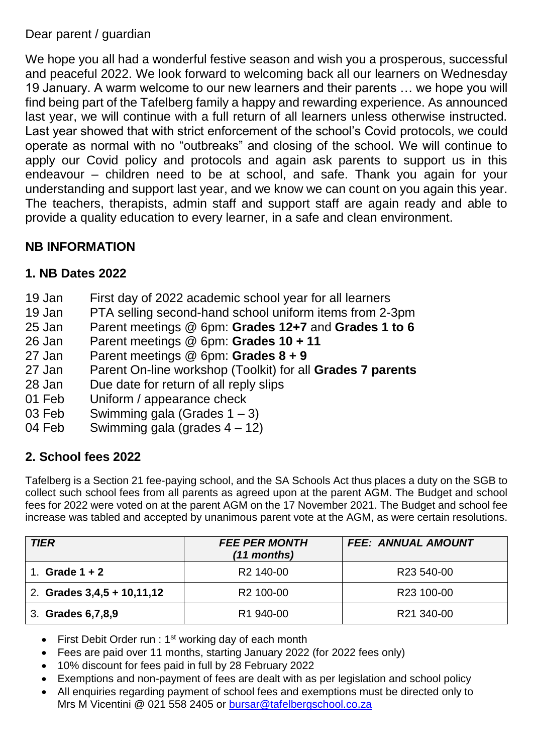Dear parent / guardian

We hope you all had a wonderful festive season and wish you a prosperous, successful and peaceful 2022. We look forward to welcoming back all our learners on Wednesday 19 January. A warm welcome to our new learners and their parents … we hope you will find being part of the Tafelberg family a happy and rewarding experience. As announced last year, we will continue with a full return of all learners unless otherwise instructed. Last year showed that with strict enforcement of the school's Covid protocols, we could operate as normal with no "outbreaks" and closing of the school. We will continue to apply our Covid policy and protocols and again ask parents to support us in this endeavour – children need to be at school, and safe. Thank you again for your understanding and support last year, and we know we can count on you again this year. The teachers, therapists, admin staff and support staff are again ready and able to provide a quality education to every learner, in a safe and clean environment.

## NB INFORMATION

### 1. NB Dates 2022

- 19 Jan — First day of 2022 academic school year for all learners
- 19 Jan — PTA selling second-hand school uniform items from 2-3pm
- 25 Jan — Parent meetings @ 6pm: **Grades 12+7** and **Grades 1 to 6**
- 26 Jan — Parent meetings @ 6pm: **Grades 10 + 11**
- 27 Jan — Parent meetings @ 6pm: **Grades 8 + 9**
- 27 Jan — Parent On-line workshop (Toolkit) for all **Grades 7 parents**
- 28 Jan — Due date for return of all reply slips
- 01 Feb — Uniform / appearance check
- 03 Feb — Swimming gala (Grades 1 – 3)
- 04 Feb — Swimming gala (grades 4 – 12)

### 2. School fees 2022

Tafelberg is a Section 21 fee-paying school, and the SA Schools Act thus places a duty on the SGB to collect such school fees from all parents as agreed upon at the parent AGM. The Budget and school fees for 2022 were voted on at the parent AGM on the 17 November 2021. The Budget and school fee increase was tabled and accepted by unanimous parent vote at the AGM, as were certain resolutions.

| *TIER* | *FEE PER MONTH (11 months)* | *FEE: ANNUAL AMOUNT* |
|---|---|---|
| 1. **Grade 1 + 2** | R2 140-00 | R23 540-00 |
| 2. **Grades 3,4,5 + 10,11,12** | R2 100-00 | R23 100-00 |
| 3. **Grades 6,7,8,9** | R1 940-00 | R21 340-00 |

- First Debit Order run : 1st working day of each month
- Fees are paid over 11 months, starting January 2022 (for 2022 fees only)
- 10% discount for fees paid in full by 28 February 2022
- Exemptions and non-payment of fees are dealt with as per legislation and school policy
- All enquiries regarding payment of school fees and exemptions must be directed only to Mrs M Vicentini @ 021 558 2405 or bursar@tafelbergschool.co.za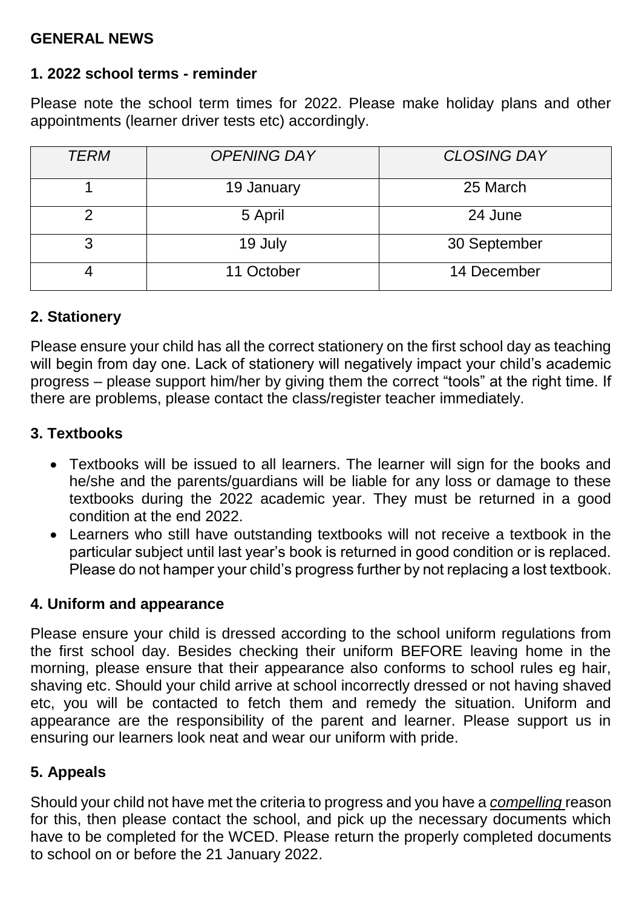## GENERAL NEWS

### 1. 2022 school terms - reminder

Please note the school term times for 2022. Please make holiday plans and other appointments (learner driver tests etc) accordingly.

| *TERM* | *OPENING DAY* | *CLOSING DAY* |
|---|---|---|
| 1 | 19 January | 25 March |
| 2 | 5 April | 24 June |
| 3 | 19 July | 30 September |
| 4 | 11 October | 14 December |

### 2. Stationery

Please ensure your child has all the correct stationery on the first school day as teaching will begin from day one. Lack of stationery will negatively impact your child's academic progress – please support him/her by giving them the correct "tools" at the right time. If there are problems, please contact the class/register teacher immediately.

### 3. Textbooks

- Textbooks will be issued to all learners. The learner will sign for the books and he/she and the parents/guardians will be liable for any loss or damage to these textbooks during the 2022 academic year. They must be returned in a good condition at the end 2022.
- Learners who still have outstanding textbooks will not receive a textbook in the particular subject until last year's book is returned in good condition or is replaced. Please do not hamper your child's progress further by not replacing a lost textbook.

### 4. Uniform and appearance

Please ensure your child is dressed according to the school uniform regulations from the first school day. Besides checking their uniform BEFORE leaving home in the morning, please ensure that their appearance also conforms to school rules eg hair, shaving etc. Should your child arrive at school incorrectly dressed or not having shaved etc, you will be contacted to fetch them and remedy the situation. Uniform and appearance are the responsibility of the parent and learner. Please support us in ensuring our learners look neat and wear our uniform with pride.

### 5. Appeals

Should your child not have met the criteria to progress and you have a *compelling* reason for this, then please contact the school, and pick up the necessary documents which have to be completed for the WCED. Please return the properly completed documents to school on or before the 21 January 2022.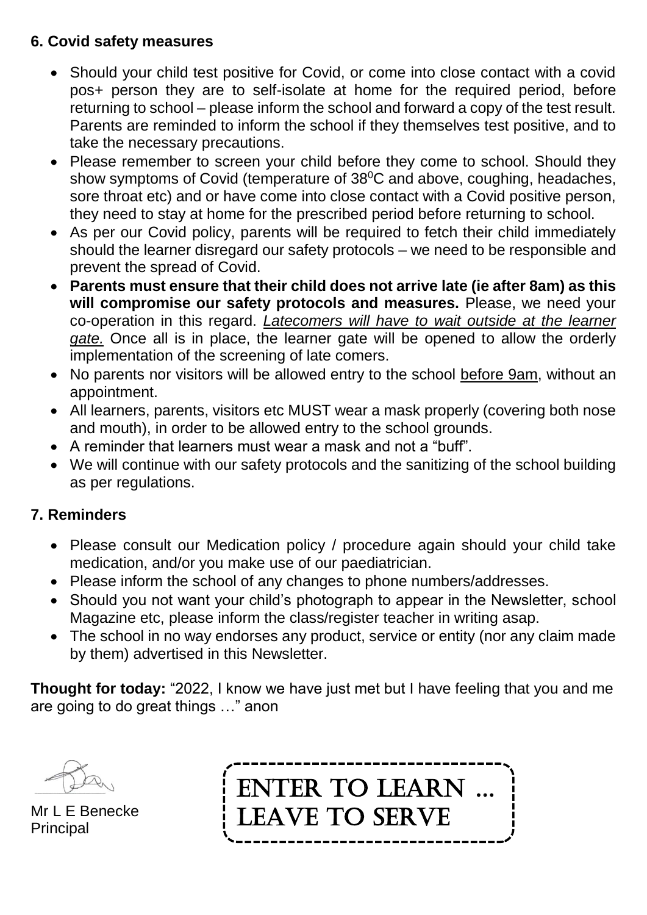## 6. Covid safety measures

- Should your child test positive for Covid, or come into close contact with a covid pos+ person they are to self-isolate at home for the required period, before returning to school – please inform the school and forward a copy of the test result. Parents are reminded to inform the school if they themselves test positive, and to take the necessary precautions.
- Please remember to screen your child before they come to school. Should they show symptoms of Covid (temperature of $38^{0}$C and above, coughing, headaches, sore throat etc) and or have come into close contact with a Covid positive person, they need to stay at home for the prescribed period before returning to school.
- As per our Covid policy, parents will be required to fetch their child immediately should the learner disregard our safety protocols – we need to be responsible and prevent the spread of Covid.
- **Parents must ensure that their child does not arrive late (ie after 8am) as this will compromise our safety protocols and measures.** Please, we need your co-operation in this regard. *Latecomers will have to wait outside at the learner gate.* Once all is in place, the learner gate will be opened to allow the orderly implementation of the screening of late comers.
- No parents nor visitors will be allowed entry to the school before 9am, without an appointment.
- All learners, parents, visitors etc MUST wear a mask properly (covering both nose and mouth), in order to be allowed entry to the school grounds.
- A reminder that learners must wear a mask and not a "buff".
- We will continue with our safety protocols and the sanitizing of the school building as per regulations.

## 7. Reminders

- Please consult our Medication policy / procedure again should your child take medication, and/or you make use of our paediatrician.
- Please inform the school of any changes to phone numbers/addresses.
- Should you not want your child's photograph to appear in the Newsletter, school Magazine etc, please inform the class/register teacher in writing asap.
- The school in no way endorses any product, service or entity (nor any claim made by them) advertised in this Newsletter.

**Thought for today:** "2022, I know we have just met but I have feeling that you and me are going to do great things …" anon

Mr L E Benecke
Principal

ENTER TO LEARN …
LEAVE TO SERVE